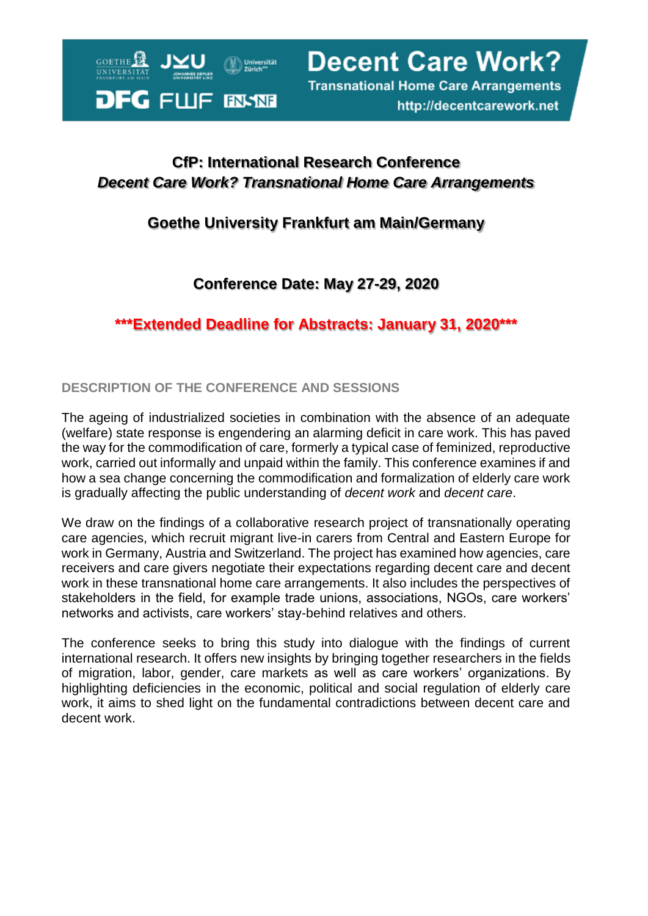Decent Care Work?
Transnational Home Care Arrangements
http://decentcarework.net

# CfP: International Research Conference
## *Decent Care Work? Transnational Home Care Arrangements*

## Goethe University Frankfurt am Main/Germany

## Conference Date: May 27-29, 2020

## ***Extended Deadline for Abstracts: January 31, 2020***

### DESCRIPTION OF THE CONFERENCE AND SESSIONS

The ageing of industrialized societies in combination with the absence of an adequate (welfare) state response is engendering an alarming deficit in care work. This has paved the way for the commodification of care, formerly a typical case of feminized, reproductive work, carried out informally and unpaid within the family. This conference examines if and how a sea change concerning the commodification and formalization of elderly care work is gradually affecting the public understanding of *decent work* and *decent care*.

We draw on the findings of a collaborative research project of transnationally operating care agencies, which recruit migrant live-in carers from Central and Eastern Europe for work in Germany, Austria and Switzerland. The project has examined how agencies, care receivers and care givers negotiate their expectations regarding decent care and decent work in these transnational home care arrangements. It also includes the perspectives of stakeholders in the field, for example trade unions, associations, NGOs, care workers' networks and activists, care workers' stay-behind relatives and others.

The conference seeks to bring this study into dialogue with the findings of current international research. It offers new insights by bringing together researchers in the fields of migration, labor, gender, care markets as well as care workers' organizations. By highlighting deficiencies in the economic, political and social regulation of elderly care work, it aims to shed light on the fundamental contradictions between decent care and decent work.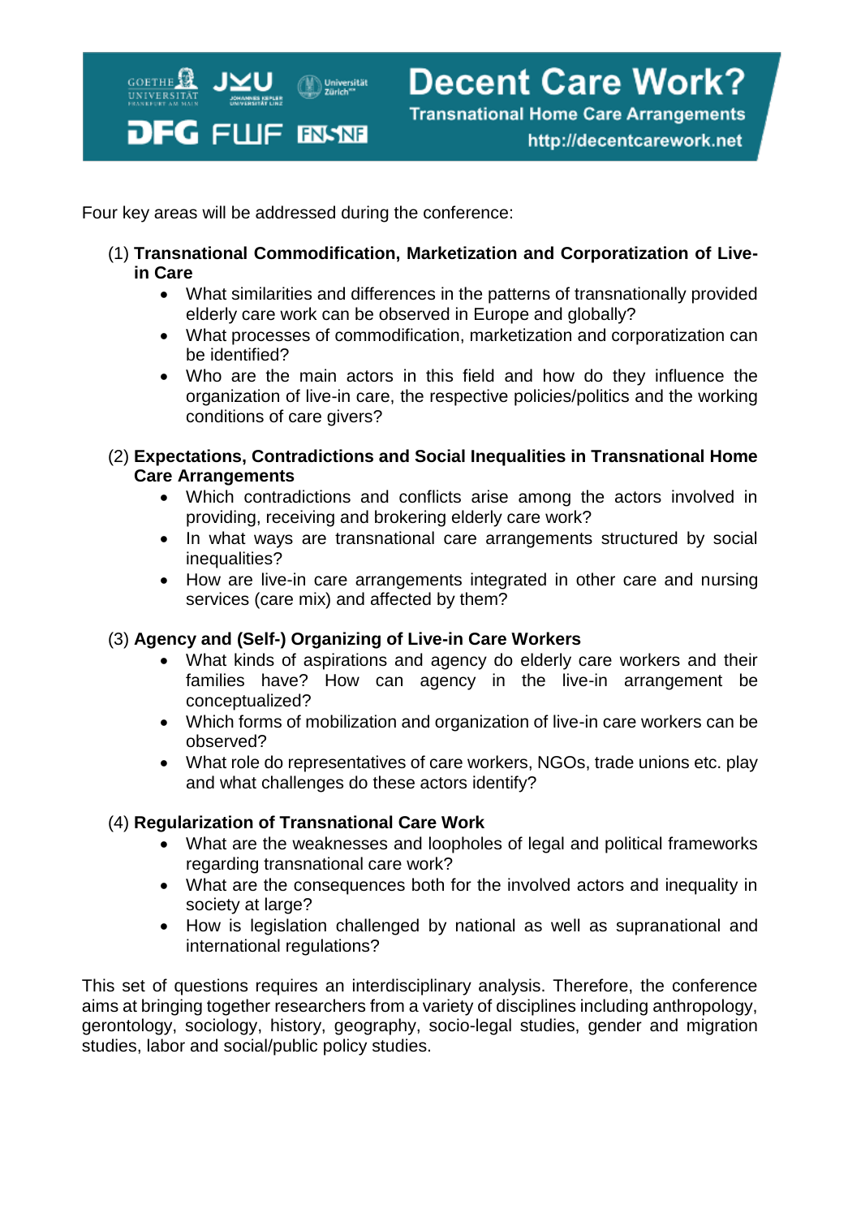Four key areas will be addressed during the conference:

(1) **Transnational Commodification, Marketization and Corporatization of Live-in Care**

- What similarities and differences in the patterns of transnationally provided elderly care work can be observed in Europe and globally?
- What processes of commodification, marketization and corporatization can be identified?
- Who are the main actors in this field and how do they influence the organization of live-in care, the respective policies/politics and the working conditions of care givers?

(2) **Expectations, Contradictions and Social Inequalities in Transnational Home Care Arrangements**

- Which contradictions and conflicts arise among the actors involved in providing, receiving and brokering elderly care work?
- In what ways are transnational care arrangements structured by social inequalities?
- How are live-in care arrangements integrated in other care and nursing services (care mix) and affected by them?

(3) **Agency and (Self-) Organizing of Live-in Care Workers**

- What kinds of aspirations and agency do elderly care workers and their families have? How can agency in the live-in arrangement be conceptualized?
- Which forms of mobilization and organization of live-in care workers can be observed?
- What role do representatives of care workers, NGOs, trade unions etc. play and what challenges do these actors identify?

(4) **Regularization of Transnational Care Work**

- What are the weaknesses and loopholes of legal and political frameworks regarding transnational care work?
- What are the consequences both for the involved actors and inequality in society at large?
- How is legislation challenged by national as well as supranational and international regulations?

This set of questions requires an interdisciplinary analysis. Therefore, the conference aims at bringing together researchers from a variety of disciplines including anthropology, gerontology, sociology, history, geography, socio-legal studies, gender and migration studies, labor and social/public policy studies.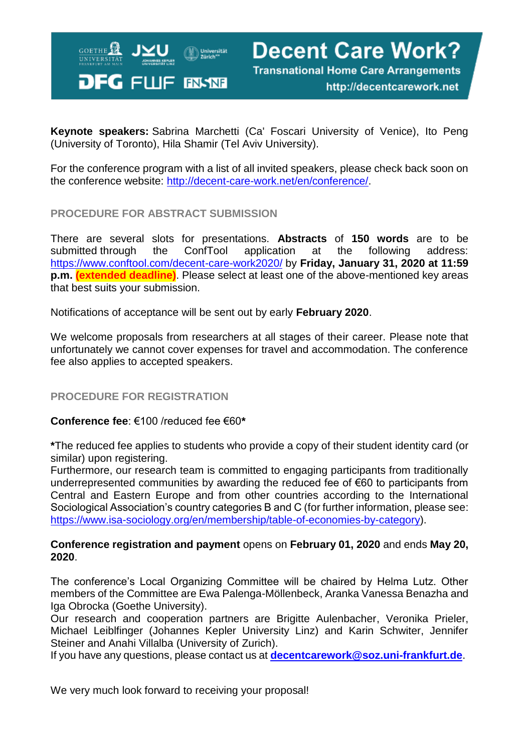**Decent Care Work?**
**Transnational Home Care Arrangements**
**http://decentcarework.net**

**Keynote speakers:** Sabrina Marchetti (Ca' Foscari University of Venice), Ito Peng (University of Toronto), Hila Shamir (Tel Aviv University).

For the conference program with a list of all invited speakers, please check back soon on the conference website: http://decent-care-work.net/en/conference/.

## PROCEDURE FOR ABSTRACT SUBMISSION

There are several slots for presentations. **Abstracts** of **150 words** are to be submitted through the ConfTool application at the following address: https://www.conftool.com/decent-care-work2020/ by **Friday, January 31, 2020 at 11:59 p.m. (extended deadline)**. Please select at least one of the above-mentioned key areas that best suits your submission.

Notifications of acceptance will be sent out by early **February 2020**.

We welcome proposals from researchers at all stages of their career. Please note that unfortunately we cannot cover expenses for travel and accommodation. The conference fee also applies to accepted speakers.

## PROCEDURE FOR REGISTRATION

**Conference fee**: €100 /reduced fee €60**\***

**\***The reduced fee applies to students who provide a copy of their student identity card (or similar) upon registering.
Furthermore, our research team is committed to engaging participants from traditionally underrepresented communities by awarding the reduced fee of €60 to participants from Central and Eastern Europe and from other countries according to the International Sociological Association's country categories B and C (for further information, please see: https://www.isa-sociology.org/en/membership/table-of-economies-by-category).

**Conference registration and payment** opens on **February 01, 2020** and ends **May 20, 2020**.

The conference's Local Organizing Committee will be chaired by Helma Lutz. Other members of the Committee are Ewa Palenga-Möllenbeck, Aranka Vanessa Benazha and Iga Obrocka (Goethe University).
Our research and cooperation partners are Brigitte Aulenbacher, Veronika Prieler, Michael Leiblfinger (Johannes Kepler University Linz) and Karin Schwiter, Jennifer Steiner and Anahi Villalba (University of Zurich).
If you have any questions, please contact us at **decentcarework@soz.uni-frankfurt.de**.

We very much look forward to receiving your proposal!